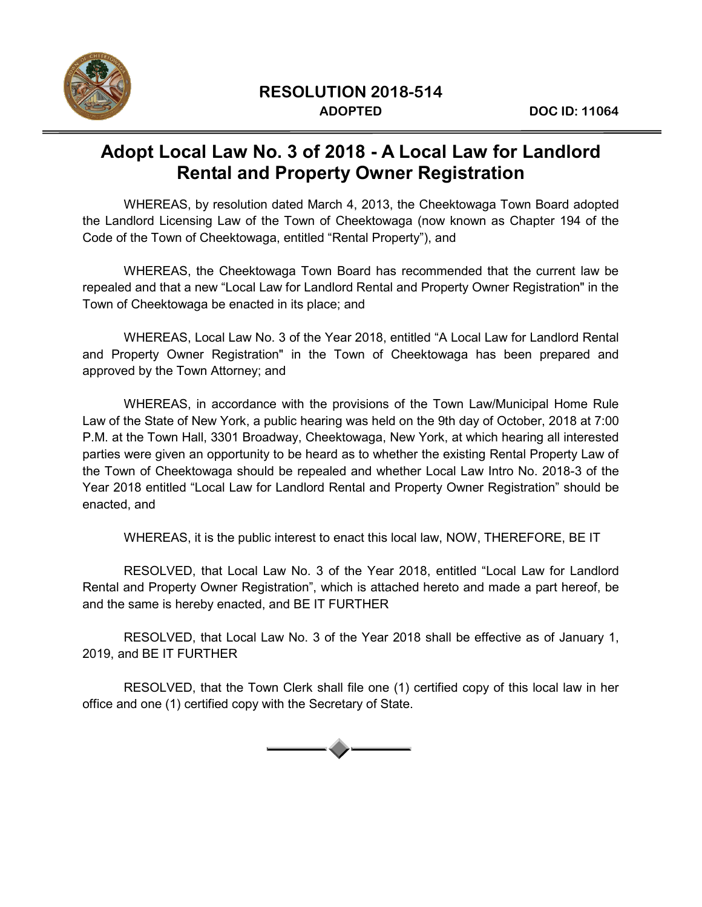# RESOLUTION 2018-514

**ADOPTED** **DOC ID: 11064**

## Adopt Local Law No. 3 of 2018 - A Local Law for Landlord Rental and Property Owner Registration

WHEREAS, by resolution dated March 4, 2013, the Cheektowaga Town Board adopted the Landlord Licensing Law of the Town of Cheektowaga (now known as Chapter 194 of the Code of the Town of Cheektowaga, entitled "Rental Property"), and

WHEREAS, the Cheektowaga Town Board has recommended that the current law be repealed and that a new "Local Law for Landlord Rental and Property Owner Registration" in the Town of Cheektowaga be enacted in its place; and

WHEREAS, Local Law No. 3 of the Year 2018, entitled "A Local Law for Landlord Rental and Property Owner Registration" in the Town of Cheektowaga has been prepared and approved by the Town Attorney; and

WHEREAS, in accordance with the provisions of the Town Law/Municipal Home Rule Law of the State of New York, a public hearing was held on the 9th day of October, 2018 at 7:00 P.M. at the Town Hall, 3301 Broadway, Cheektowaga, New York, at which hearing all interested parties were given an opportunity to be heard as to whether the existing Rental Property Law of the Town of Cheektowaga should be repealed and whether Local Law Intro No. 2018-3 of the Year 2018 entitled "Local Law for Landlord Rental and Property Owner Registration" should be enacted, and

WHEREAS, it is the public interest to enact this local law, NOW, THEREFORE, BE IT

RESOLVED, that Local Law No. 3 of the Year 2018, entitled "Local Law for Landlord Rental and Property Owner Registration", which is attached hereto and made a part hereof, be and the same is hereby enacted, and BE IT FURTHER

RESOLVED, that Local Law No. 3 of the Year 2018 shall be effective as of January 1, 2019, and BE IT FURTHER

RESOLVED, that the Town Clerk shall file one (1) certified copy of this local law in her office and one (1) certified copy with the Secretary of State.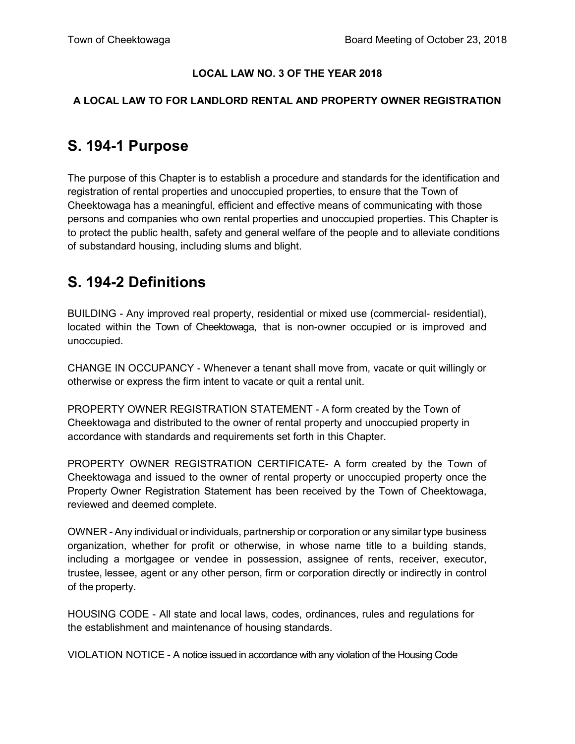### LOCAL LAW NO. 3 OF THE YEAR 2018

### A LOCAL LAW TO FOR LANDLORD RENTAL AND PROPERTY OWNER REGISTRATION

# S. 194-1 Purpose

The purpose of this Chapter is to establish a procedure and standards for the identification and registration of rental properties and unoccupied properties, to ensure that the Town of Cheektowaga has a meaningful, efficient and effective means of communicating with those persons and companies who own rental properties and unoccupied properties. This Chapter is to protect the public health, safety and general welfare of the people and to alleviate conditions of substandard housing, including slums and blight.

# S. 194-2 Definitions

BUILDING - Any improved real property, residential or mixed use (commercial- residential), located within the Town of Cheektowaga, that is non-owner occupied or is improved and unoccupied.

CHANGE IN OCCUPANCY - Whenever a tenant shall move from, vacate or quit willingly or otherwise or express the firm intent to vacate or quit a rental unit.

PROPERTY OWNER REGISTRATION STATEMENT - A form created by the Town of Cheektowaga and distributed to the owner of rental property and unoccupied property in accordance with standards and requirements set forth in this Chapter.

PROPERTY OWNER REGISTRATION CERTIFICATE- A form created by the Town of Cheektowaga and issued to the owner of rental property or unoccupied property once the Property Owner Registration Statement has been received by the Town of Cheektowaga, reviewed and deemed complete.

OWNER - Any individual or individuals, partnership or corporation or any similar type business organization, whether for profit or otherwise, in whose name title to a building stands, including a mortgagee or vendee in possession, assignee of rents, receiver, executor, trustee, lessee, agent or any other person, firm or corporation directly or indirectly in control of the property.

HOUSING CODE - All state and local laws, codes, ordinances, rules and regulations for the establishment and maintenance of housing standards.

VIOLATION NOTICE - A notice issued in accordance with any violation of the Housing Code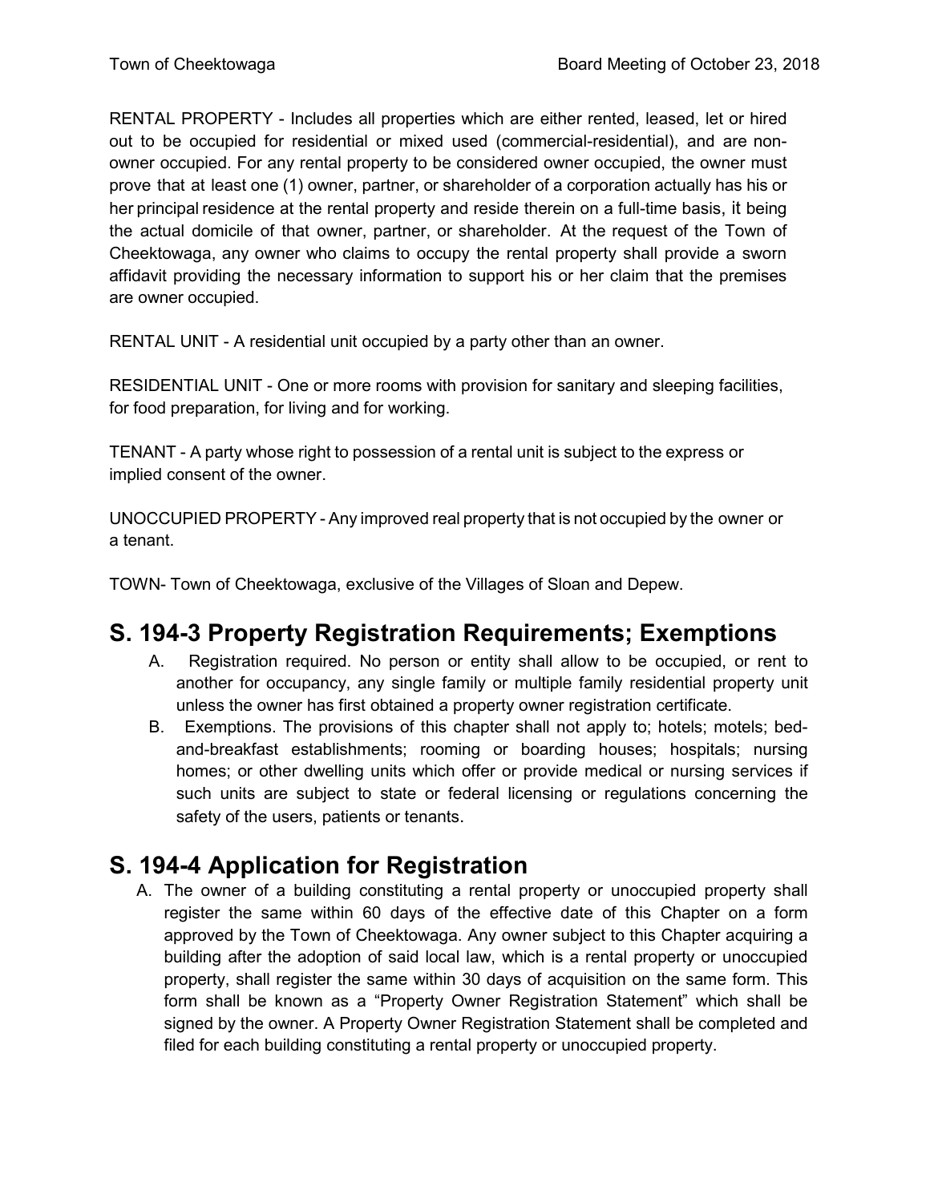RENTAL PROPERTY - Includes all properties which are either rented, leased, let or hired out to be occupied for residential or mixed used (commercial-residential), and are non-owner occupied. For any rental property to be considered owner occupied, the owner must prove that at least one (1) owner, partner, or shareholder of a corporation actually has his or her principal residence at the rental property and reside therein on a full-time basis, it being the actual domicile of that owner, partner, or shareholder. At the request of the Town of Cheektowaga, any owner who claims to occupy the rental property shall provide a sworn affidavit providing the necessary information to support his or her claim that the premises are owner occupied.

RENTAL UNIT - A residential unit occupied by a party other than an owner.

RESIDENTIAL UNIT - One or more rooms with provision for sanitary and sleeping facilities, for food preparation, for living and for working.

TENANT - A party whose right to possession of a rental unit is subject to the express or implied consent of the owner.

UNOCCUPIED PROPERTY - Any improved real property that is not occupied by the owner or a tenant.

TOWN- Town of Cheektowaga, exclusive of the Villages of Sloan and Depew.

## S. 194-3 Property Registration Requirements; Exemptions

A. Registration required. No person or entity shall allow to be occupied, or rent to another for occupancy, any single family or multiple family residential property unit unless the owner has first obtained a property owner registration certificate.

B. Exemptions. The provisions of this chapter shall not apply to; hotels; motels; bed-and-breakfast establishments; rooming or boarding houses; hospitals; nursing homes; or other dwelling units which offer or provide medical or nursing services if such units are subject to state or federal licensing or regulations concerning the safety of the users, patients or tenants.

## S. 194-4 Application for Registration

A. The owner of a building constituting a rental property or unoccupied property shall register the same within 60 days of the effective date of this Chapter on a form approved by the Town of Cheektowaga. Any owner subject to this Chapter acquiring a building after the adoption of said local law, which is a rental property or unoccupied property, shall register the same within 30 days of acquisition on the same form. This form shall be known as a "Property Owner Registration Statement" which shall be signed by the owner. A Property Owner Registration Statement shall be completed and filed for each building constituting a rental property or unoccupied property.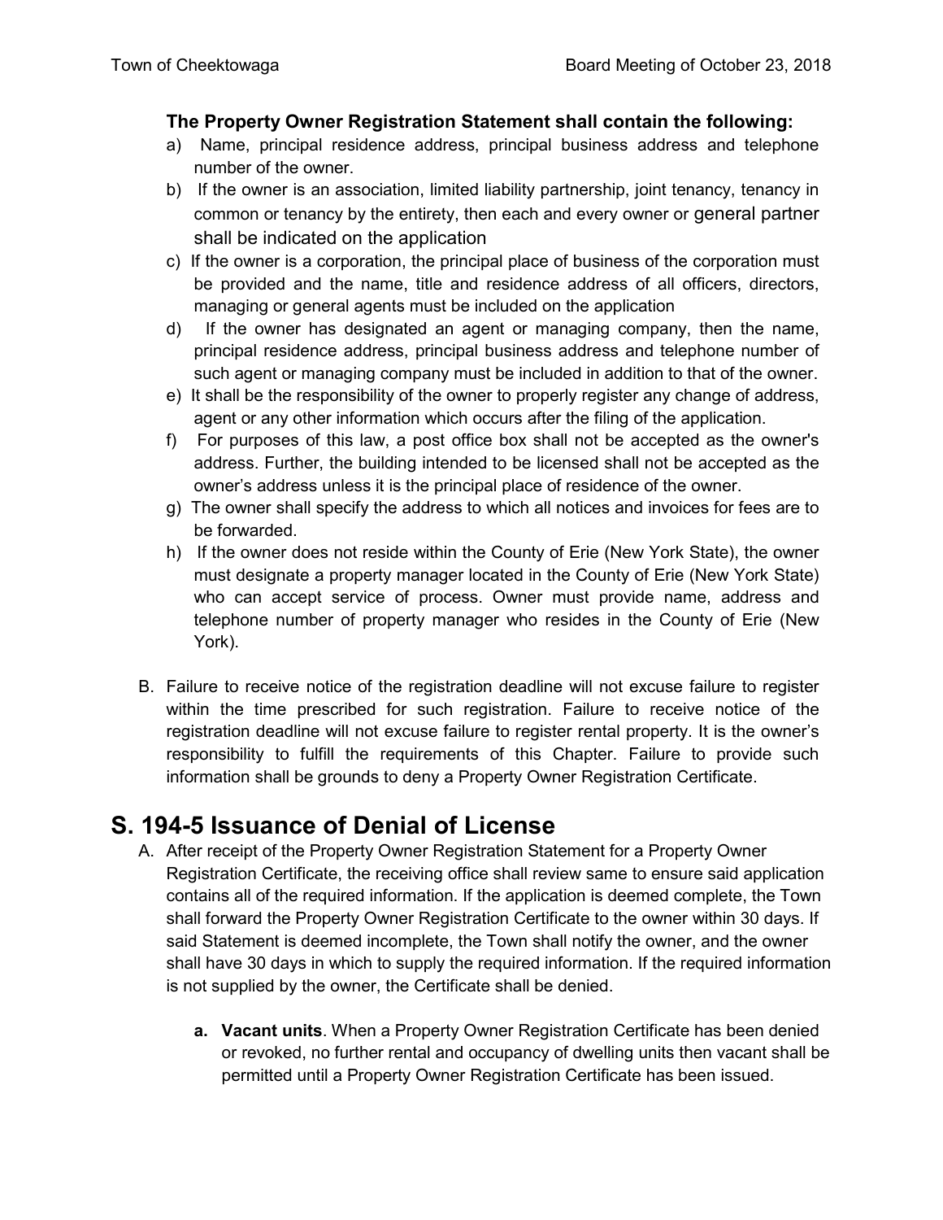**The Property Owner Registration Statement shall contain the following:**

a) Name, principal residence address, principal business address and telephone number of the owner.

b) If the owner is an association, limited liability partnership, joint tenancy, tenancy in common or tenancy by the entirety, then each and every owner or general partner shall be indicated on the application

c) If the owner is a corporation, the principal place of business of the corporation must be provided and the name, title and residence address of all officers, directors, managing or general agents must be included on the application

d) If the owner has designated an agent or managing company, then the name, principal residence address, principal business address and telephone number of such agent or managing company must be included in addition to that of the owner.

e) It shall be the responsibility of the owner to properly register any change of address, agent or any other information which occurs after the filing of the application.

f) For purposes of this law, a post office box shall not be accepted as the owner's address. Further, the building intended to be licensed shall not be accepted as the owner's address unless it is the principal place of residence of the owner.

g) The owner shall specify the address to which all notices and invoices for fees are to be forwarded.

h) If the owner does not reside within the County of Erie (New York State), the owner must designate a property manager located in the County of Erie (New York State) who can accept service of process. Owner must provide name, address and telephone number of property manager who resides in the County of Erie (New York).

B. Failure to receive notice of the registration deadline will not excuse failure to register within the time prescribed for such registration. Failure to receive notice of the registration deadline will not excuse failure to register rental property. It is the owner's responsibility to fulfill the requirements of this Chapter. Failure to provide such information shall be grounds to deny a Property Owner Registration Certificate.

## S. 194-5 Issuance of Denial of License

A. After receipt of the Property Owner Registration Statement for a Property Owner Registration Certificate, the receiving office shall review same to ensure said application contains all of the required information. If the application is deemed complete, the Town shall forward the Property Owner Registration Certificate to the owner within 30 days. If said Statement is deemed incomplete, the Town shall notify the owner, and the owner shall have 30 days in which to supply the required information. If the required information is not supplied by the owner, the Certificate shall be denied.

   a. **Vacant units**. When a Property Owner Registration Certificate has been denied or revoked, no further rental and occupancy of dwelling units then vacant shall be permitted until a Property Owner Registration Certificate has been issued.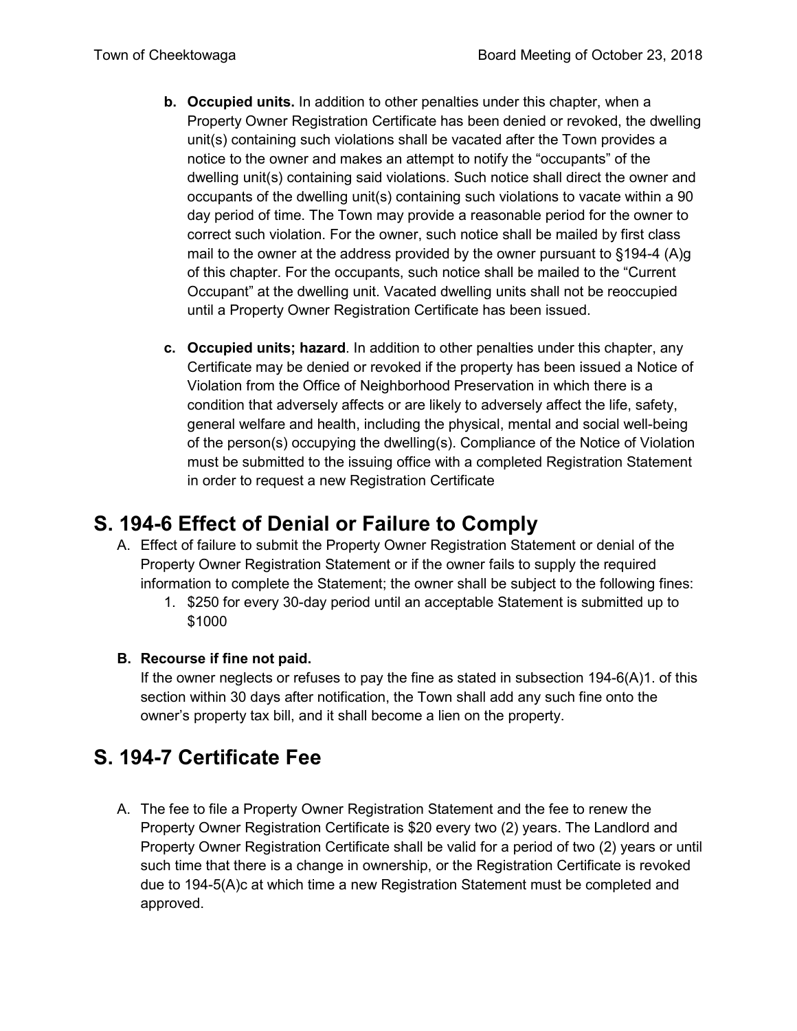b. **Occupied units.** In addition to other penalties under this chapter, when a Property Owner Registration Certificate has been denied or revoked, the dwelling unit(s) containing such violations shall be vacated after the Town provides a notice to the owner and makes an attempt to notify the "occupants" of the dwelling unit(s) containing said violations. Such notice shall direct the owner and occupants of the dwelling unit(s) containing such violations to vacate within a 90 day period of time. The Town may provide a reasonable period for the owner to correct such violation. For the owner, such notice shall be mailed by first class mail to the owner at the address provided by the owner pursuant to §194-4 (A)g of this chapter. For the occupants, such notice shall be mailed to the "Current Occupant" at the dwelling unit. Vacated dwelling units shall not be reoccupied until a Property Owner Registration Certificate has been issued.

c. **Occupied units; hazard**. In addition to other penalties under this chapter, any Certificate may be denied or revoked if the property has been issued a Notice of Violation from the Office of Neighborhood Preservation in which there is a condition that adversely affects or are likely to adversely affect the life, safety, general welfare and health, including the physical, mental and social well-being of the person(s) occupying the dwelling(s). Compliance of the Notice of Violation must be submitted to the issuing office with a completed Registration Statement in order to request a new Registration Certificate

# S. 194-6 Effect of Denial or Failure to Comply

A. Effect of failure to submit the Property Owner Registration Statement or denial of the Property Owner Registration Statement or if the owner fails to supply the required information to complete the Statement; the owner shall be subject to the following fines:
   1. $250 for every 30-day period until an acceptable Statement is submitted up to $1000

**B. Recourse if fine not paid.**

If the owner neglects or refuses to pay the fine as stated in subsection 194-6(A)1. of this section within 30 days after notification, the Town shall add any such fine onto the owner's property tax bill, and it shall become a lien on the property.

# S. 194-7 Certificate Fee

A. The fee to file a Property Owner Registration Statement and the fee to renew the Property Owner Registration Certificate is $20 every two (2) years. The Landlord and Property Owner Registration Certificate shall be valid for a period of two (2) years or until such time that there is a change in ownership, or the Registration Certificate is revoked due to 194-5(A)c at which time a new Registration Statement must be completed and approved.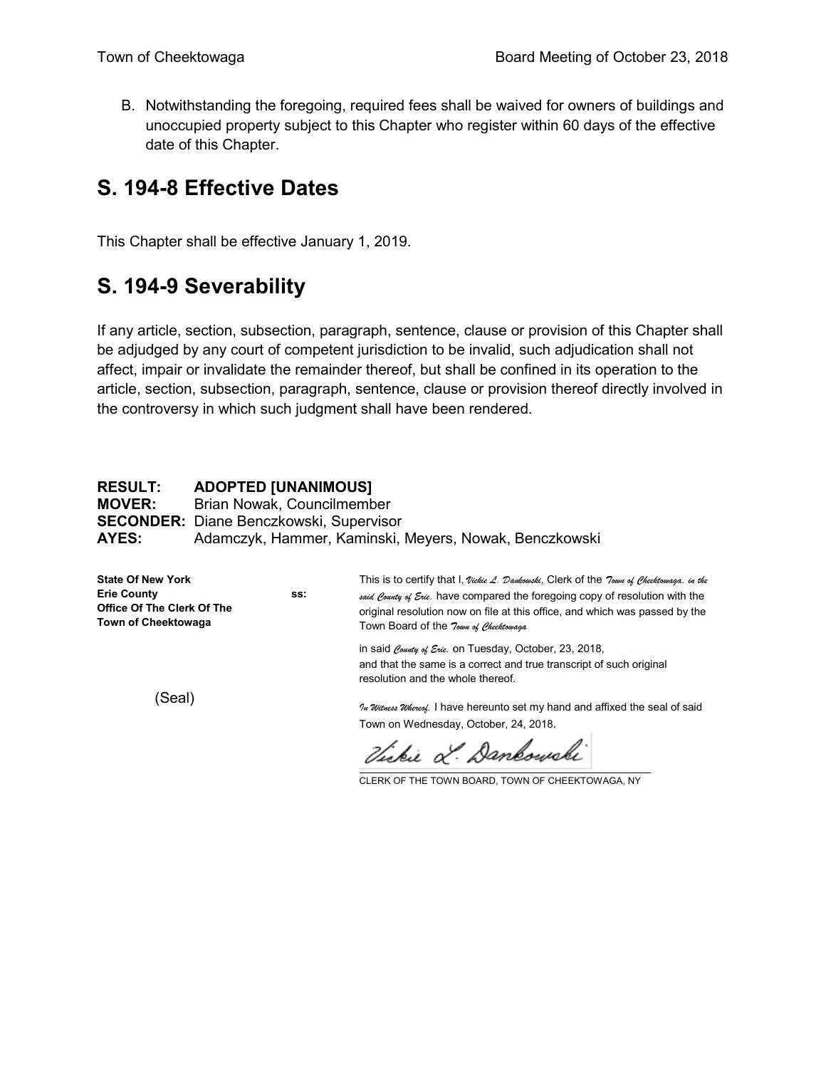B. Notwithstanding the foregoing, required fees shall be waived for owners of buildings and unoccupied property subject to this Chapter who register within 60 days of the effective date of this Chapter.

## S. 194-8 Effective Dates

This Chapter shall be effective January 1, 2019.

## S. 194-9 Severability

If any article, section, subsection, paragraph, sentence, clause or provision of this Chapter shall be adjudged by any court of competent jurisdiction to be invalid, such adjudication shall not affect, impair or invalidate the remainder thereof, but shall be confined in its operation to the article, section, subsection, paragraph, sentence, clause or provision thereof directly involved in the controversy in which such judgment shall have been rendered.

**RESULT:** **ADOPTED [UNANIMOUS]**
**MOVER:** Brian Nowak, Councilmember
**SECONDER:** Diane Benczkowski, Supervisor
**AYES:** Adamczyk, Hammer, Kaminski, Meyers, Nowak, Benczkowski

**State Of New York**
**Erie County** ss:
**Office Of The Clerk Of The**
**Town of Cheektowaga**

(Seal)

This is to certify that I, *Vickie L. Dankowski*, Clerk of the *Town of Cheektowaga, in the said County of Erie,* have compared the foregoing copy of resolution with the original resolution now on file at this office, and which was passed by the Town Board of the *Town of Cheektowaga*

in said *County of Erie,* on Tuesday, October, 23, 2018, and that the same is a correct and true transcript of such original resolution and the whole thereof.

*In Witness Whereof,* I have hereunto set my hand and affixed the seal of said Town on Wednesday, October, 24, 2018.

*Vickie L. Dankowski*

CLERK OF THE TOWN BOARD, TOWN OF CHEEKTOWAGA, NY